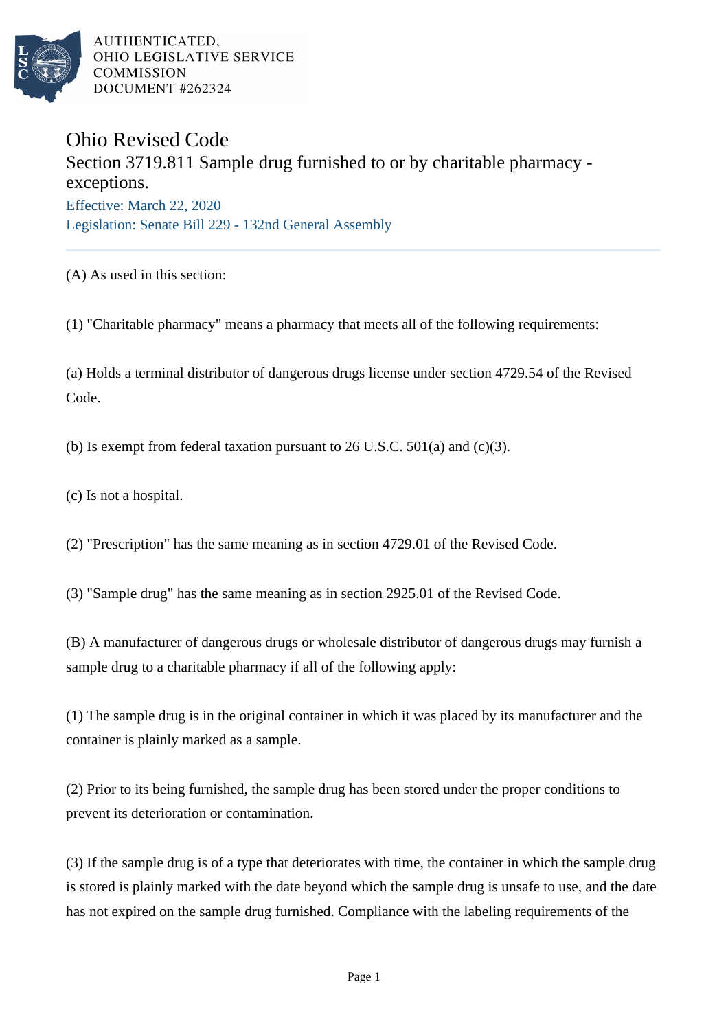AUTHENTICATED,
OHIO LEGISLATIVE SERVICE
COMMISSION
DOCUMENT #262324

# Ohio Revised Code

## Section 3719.811 Sample drug furnished to or by charitable pharmacy - exceptions.

Effective: March 22, 2020

Legislation: Senate Bill 229 - 132nd General Assembly

(A) As used in this section:

(1) "Charitable pharmacy" means a pharmacy that meets all of the following requirements:

(a) Holds a terminal distributor of dangerous drugs license under section 4729.54 of the Revised Code.

(b) Is exempt from federal taxation pursuant to 26 U.S.C. 501(a) and (c)(3).

(c) Is not a hospital.

(2) "Prescription" has the same meaning as in section 4729.01 of the Revised Code.

(3) "Sample drug" has the same meaning as in section 2925.01 of the Revised Code.

(B) A manufacturer of dangerous drugs or wholesale distributor of dangerous drugs may furnish a sample drug to a charitable pharmacy if all of the following apply:

(1) The sample drug is in the original container in which it was placed by its manufacturer and the container is plainly marked as a sample.

(2) Prior to its being furnished, the sample drug has been stored under the proper conditions to prevent its deterioration or contamination.

(3) If the sample drug is of a type that deteriorates with time, the container in which the sample drug is stored is plainly marked with the date beyond which the sample drug is unsafe to use, and the date has not expired on the sample drug furnished. Compliance with the labeling requirements of the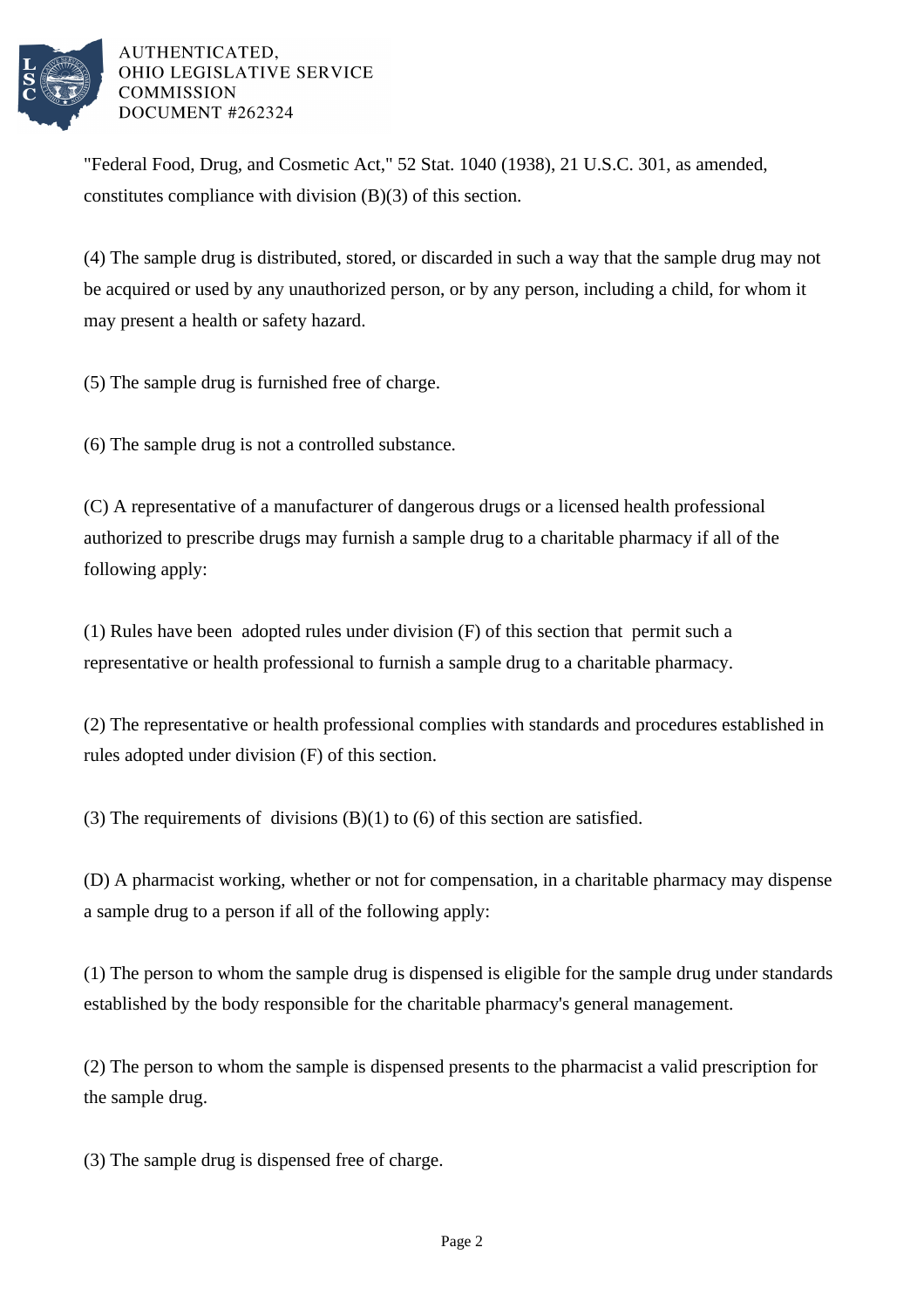"Federal Food, Drug, and Cosmetic Act," 52 Stat. 1040 (1938), 21 U.S.C. 301, as amended, constitutes compliance with division (B)(3) of this section.

(4) The sample drug is distributed, stored, or discarded in such a way that the sample drug may not be acquired or used by any unauthorized person, or by any person, including a child, for whom it may present a health or safety hazard.

(5) The sample drug is furnished free of charge.

(6) The sample drug is not a controlled substance.

(C) A representative of a manufacturer of dangerous drugs or a licensed health professional authorized to prescribe drugs may furnish a sample drug to a charitable pharmacy if all of the following apply:

(1) Rules have been adopted rules under division (F) of this section that permit such a representative or health professional to furnish a sample drug to a charitable pharmacy.

(2) The representative or health professional complies with standards and procedures established in rules adopted under division (F) of this section.

(3) The requirements of divisions (B)(1) to (6) of this section are satisfied.

(D) A pharmacist working, whether or not for compensation, in a charitable pharmacy may dispense a sample drug to a person if all of the following apply:

(1) The person to whom the sample drug is dispensed is eligible for the sample drug under standards established by the body responsible for the charitable pharmacy's general management.

(2) The person to whom the sample is dispensed presents to the pharmacist a valid prescription for the sample drug.

(3) The sample drug is dispensed free of charge.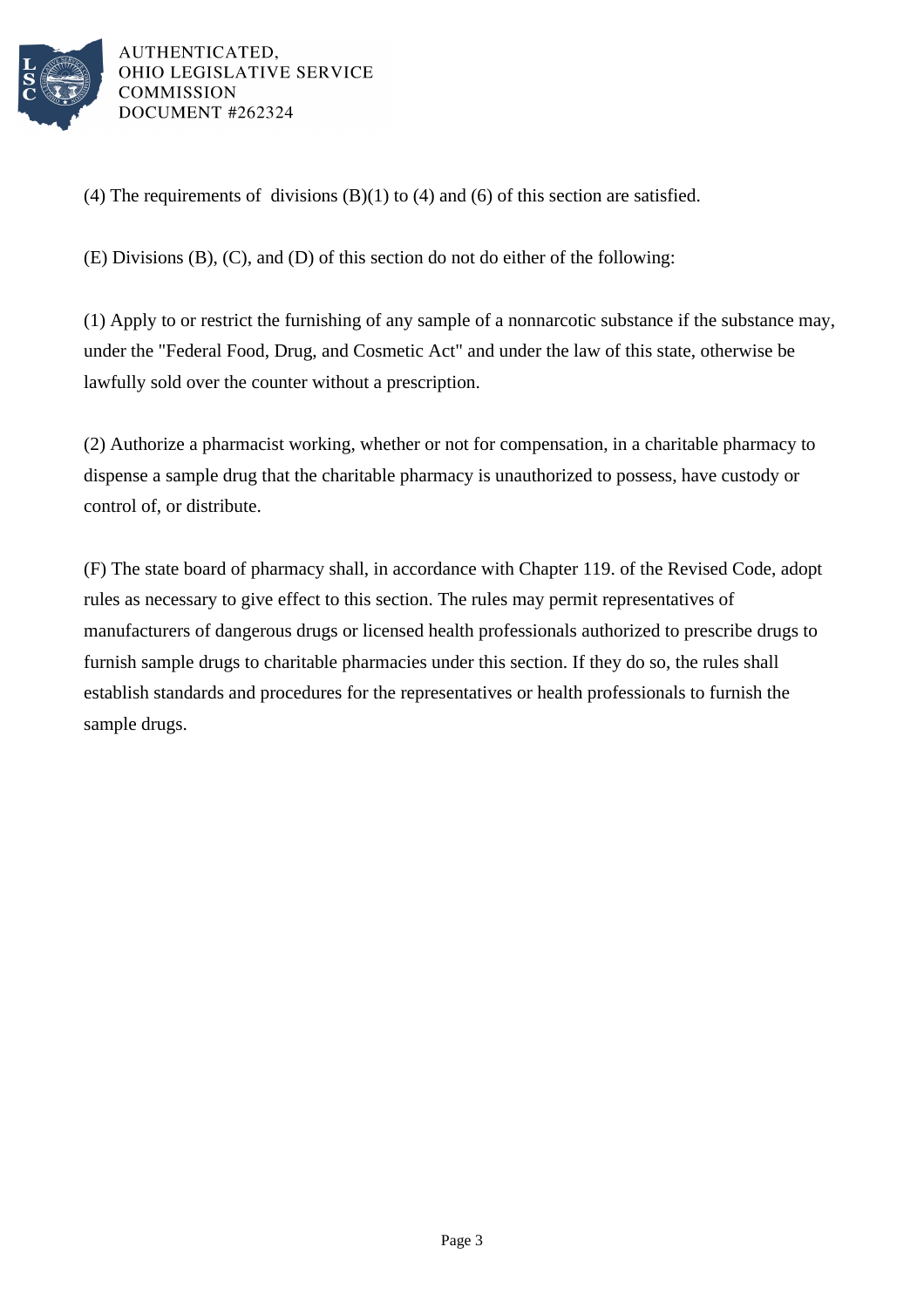(4) The requirements of divisions (B)(1) to (4) and (6) of this section are satisfied.

(E) Divisions (B), (C), and (D) of this section do not do either of the following:

(1) Apply to or restrict the furnishing of any sample of a nonnarcotic substance if the substance may, under the "Federal Food, Drug, and Cosmetic Act" and under the law of this state, otherwise be lawfully sold over the counter without a prescription.

(2) Authorize a pharmacist working, whether or not for compensation, in a charitable pharmacy to dispense a sample drug that the charitable pharmacy is unauthorized to possess, have custody or control of, or distribute.

(F) The state board of pharmacy shall, in accordance with Chapter 119. of the Revised Code, adopt rules as necessary to give effect to this section. The rules may permit representatives of manufacturers of dangerous drugs or licensed health professionals authorized to prescribe drugs to furnish sample drugs to charitable pharmacies under this section. If they do so, the rules shall establish standards and procedures for the representatives or health professionals to furnish the sample drugs.